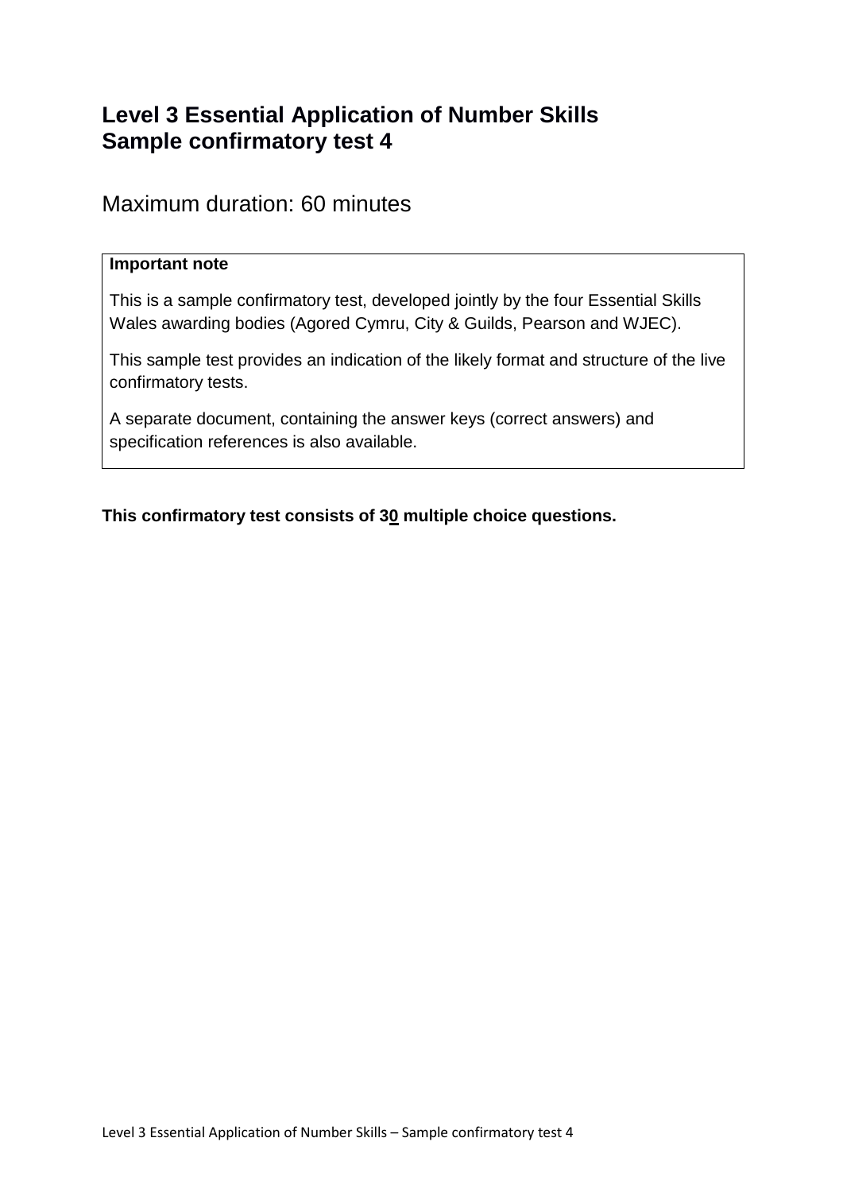# Level 3 Essential Application of Number Skills
# Sample confirmatory test 4

Maximum duration: 60 minutes

> **Important note**
>
> This is a sample confirmatory test, developed jointly by the four Essential Skills Wales awarding bodies (Agored Cymru, City & Guilds, Pearson and WJEC).
>
> This sample test provides an indication of the likely format and structure of the live confirmatory tests.
>
> A separate document, containing the answer keys (correct answers) and specification references is also available.

**This confirmatory test consists of 30 multiple choice questions.**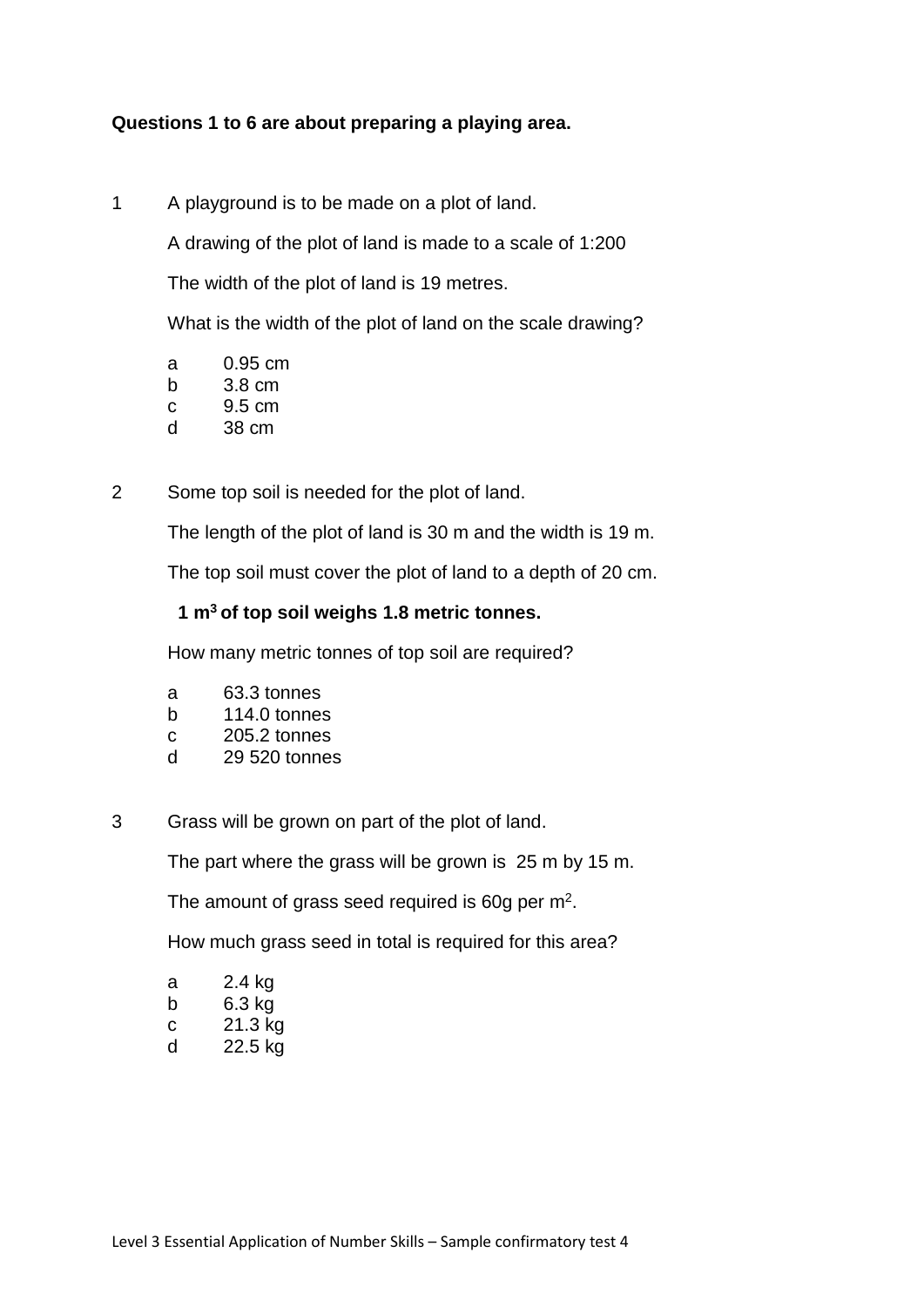**Questions 1 to 6 are about preparing a playing area.**

1. A playground is to be made on a plot of land.

   A drawing of the plot of land is made to a scale of 1:200

   The width of the plot of land is 19 metres.

   What is the width of the plot of land on the scale drawing?

   a  0.95 cm
   b  3.8 cm
   c  9.5 cm
   d  38 cm

2. Some top soil is needed for the plot of land.

   The length of the plot of land is 30 m and the width is 19 m.

   The top soil must cover the plot of land to a depth of 20 cm.

   **1 $m^3$ of top soil weighs 1.8 metric tonnes.**

   How many metric tonnes of top soil are required?

   a  63.3 tonnes
   b  114.0 tonnes
   c  205.2 tonnes
   d  29 520 tonnes

3. Grass will be grown on part of the plot of land.

   The part where the grass will be grown is 25 m by 15 m.

   The amount of grass seed required is 60g per $m^2$.

   How much grass seed in total is required for this area?

   a  2.4 kg
   b  6.3 kg
   c  21.3 kg
   d  22.5 kg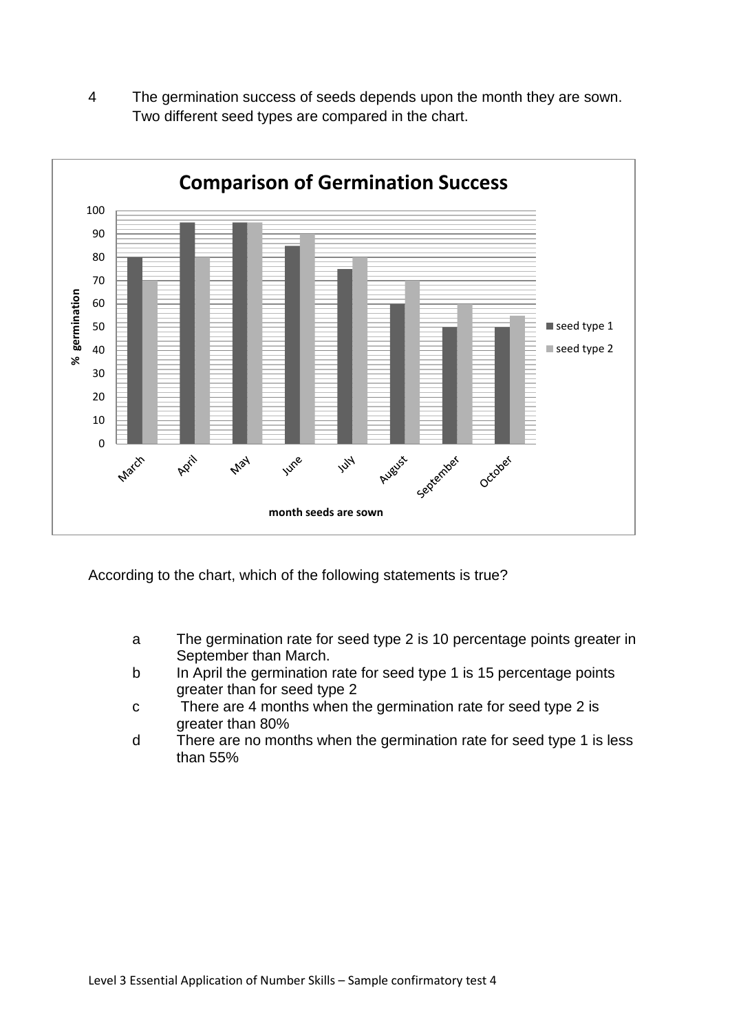4 The germination success of seeds depends upon the month they are sown. Two different seed types are compared in the chart.

According to the chart, which of the following statements is true?

- a The germination rate for seed type 2 is 10 percentage points greater in September than March.
- b In April the germination rate for seed type 1 is 15 percentage points greater than for seed type 2
- c There are 4 months when the germination rate for seed type 2 is greater than 80%
- d There are no months when the germination rate for seed type 1 is less than 55%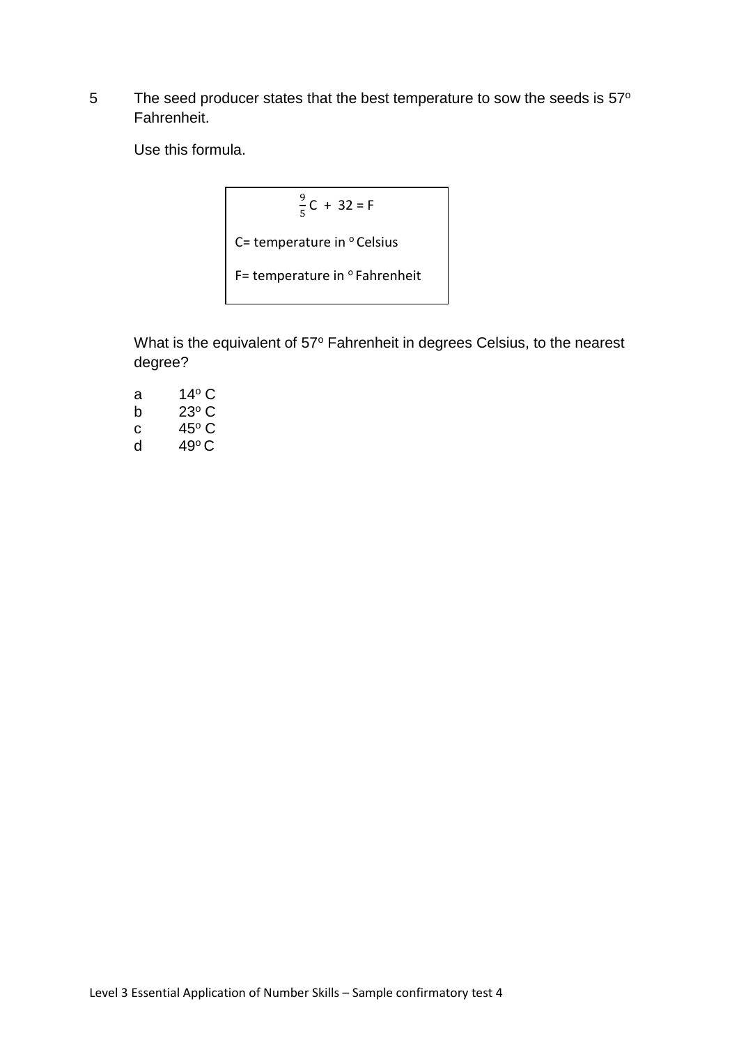5 The seed producer states that the best temperature to sow the seeds is 57$^{o}$ Fahrenheit.

Use this formula.

$$\frac{9}{5}C + 32 = F$$

C= temperature in $^{o}$ Celsius

F= temperature in $^{o}$ Fahrenheit

What is the equivalent of 57$^{o}$ Fahrenheit in degrees Celsius, to the nearest degree?

a 14$^{o}$ C
b 23$^{o}$ C
c 45$^{o}$ C
d 49$^{o}$ C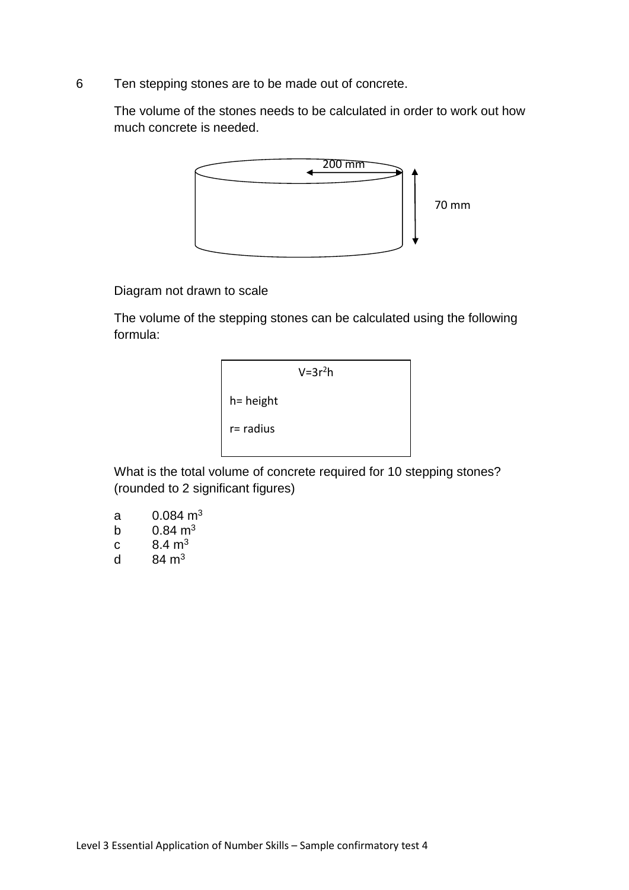6 Ten stepping stones are to be made out of concrete.

The volume of the stones needs to be calculated in order to work out how much concrete is needed.

200 mm

70 mm

Diagram not drawn to scale

The volume of the stepping stones can be calculated using the following formula:

$$V=3r^2h$$

h= height

r= radius

What is the total volume of concrete required for 10 stepping stones? (rounded to 2 significant figures)

a $0.084\ m^3$
b $0.84\ m^3$
c $8.4\ m^3$
d $84\ m^3$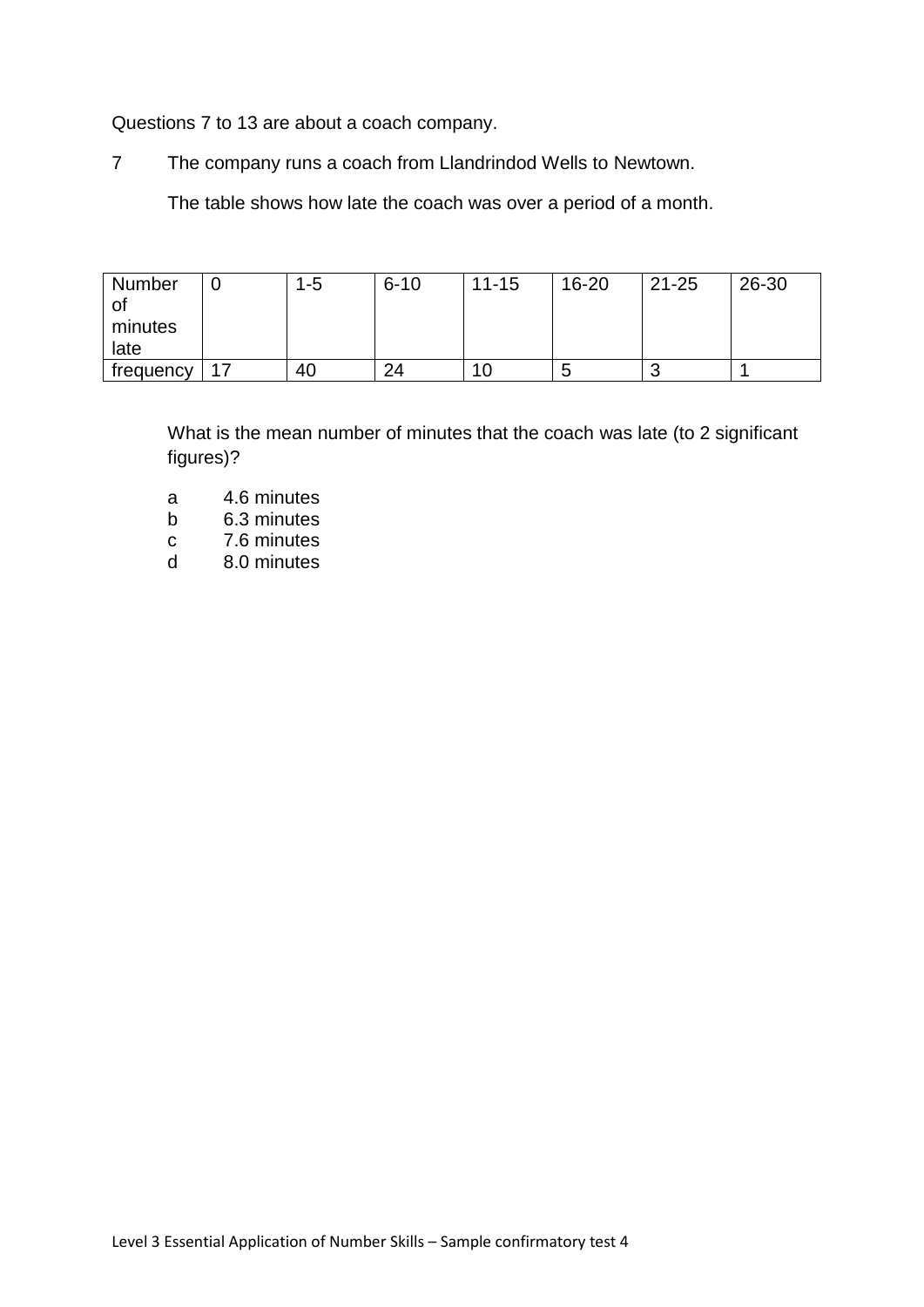Questions 7 to 13 are about a coach company.

7 The company runs a coach from Llandrindod Wells to Newtown.

The table shows how late the coach was over a period of a month.

| Number of minutes late | 0 | 1-5 | 6-10 | 11-15 | 16-20 | 21-25 | 26-30 |
|---|---|---|---|---|---|---|---|
| frequency | 17 | 40 | 24 | 10 | 5 | 3 | 1 |

What is the mean number of minutes that the coach was late (to 2 significant figures)?

a 4.6 minutes
b 6.3 minutes
c 7.6 minutes
d 8.0 minutes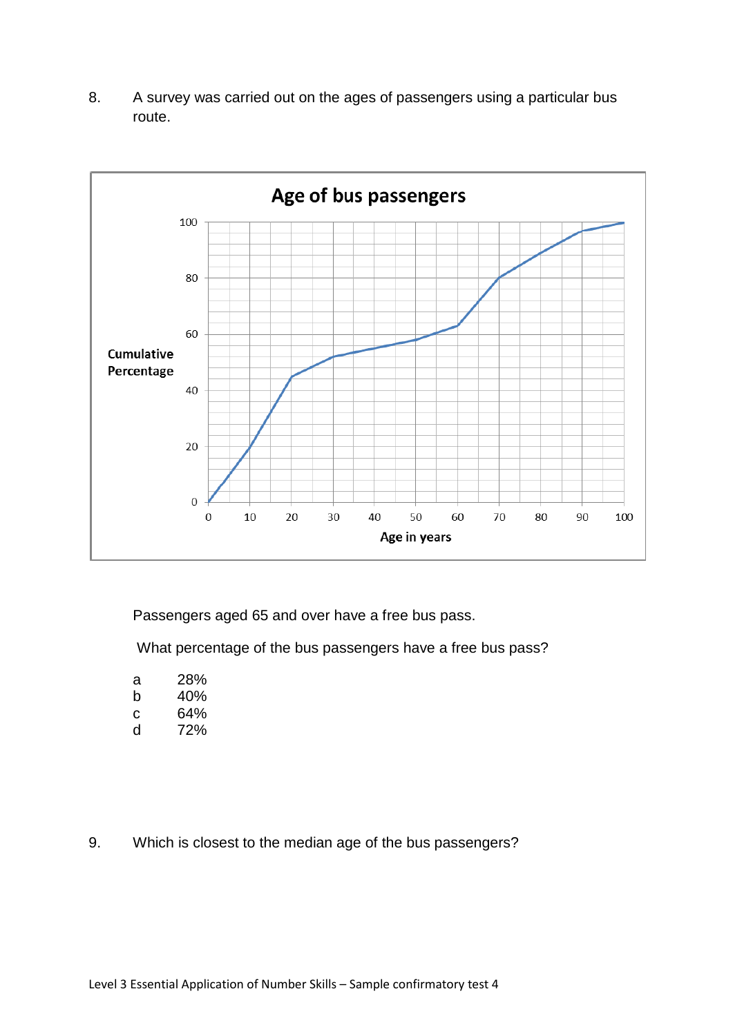8. A survey was carried out on the ages of passengers using a particular bus route.

Passengers aged 65 and over have a free bus pass.

What percentage of the bus passengers have a free bus pass?

- a 28%
- b 40%
- c 64%
- d 72%

9. Which is closest to the median age of the bus passengers?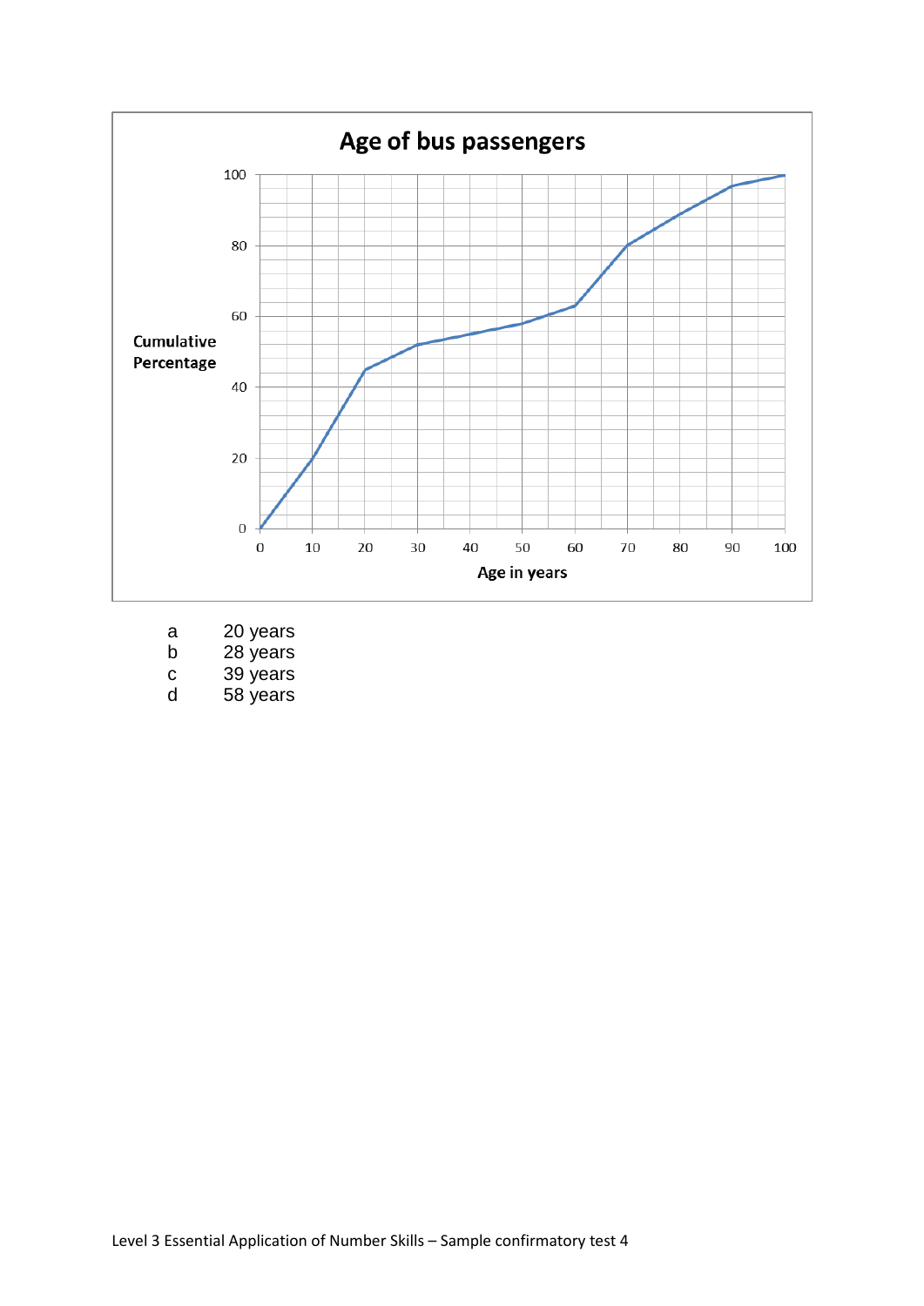**Age of bus passengers**

Cumulative Percentage (0–100) plotted against Age in years (0–100)

a 20 years
b 28 years
c 39 years
d 58 years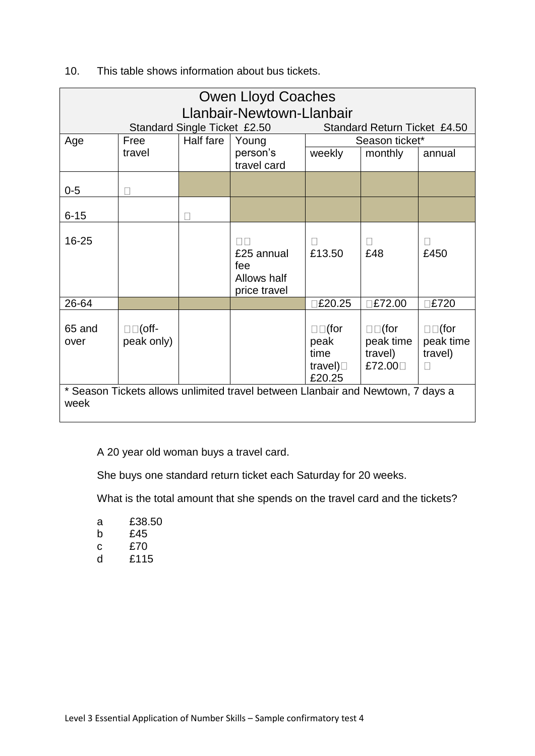10. This table shows information about bus tickets.

| Owen Lloyd Coaches<br>Llanbair-Newtown-Llanbair<br>Standard Single Ticket £2.50 Standard Return Ticket £4.50 | | | | | | |
|---|---|---|---|---|---|---|
| Age | Free travel | Half fare | Young person's travel card | Season ticket* | | |
| | | | | weekly | monthly | annual |
| 0-5 |  | | | | | |
| 6-15 | |  | | | | |
| 16-25 | | |  £25 annual fee Allows half price travel |  £13.50 |  £48 |  £450 |
| 26-64 | | | | £20.25 | £72.00 | £720 |
| 65 and over | (off-peak only) | | | (for peak time travel) £20.25 | (for peak time travel) £72.00 | (for peak time travel)  |
| * Season Tickets allows unlimited travel between Llanbair and Newtown, 7 days a week | | | | | | |

A 20 year old woman buys a travel card.

She buys one standard return ticket each Saturday for 20 weeks.

What is the total amount that she spends on the travel card and the tickets?

a £38.50
b £45
c £70
d £115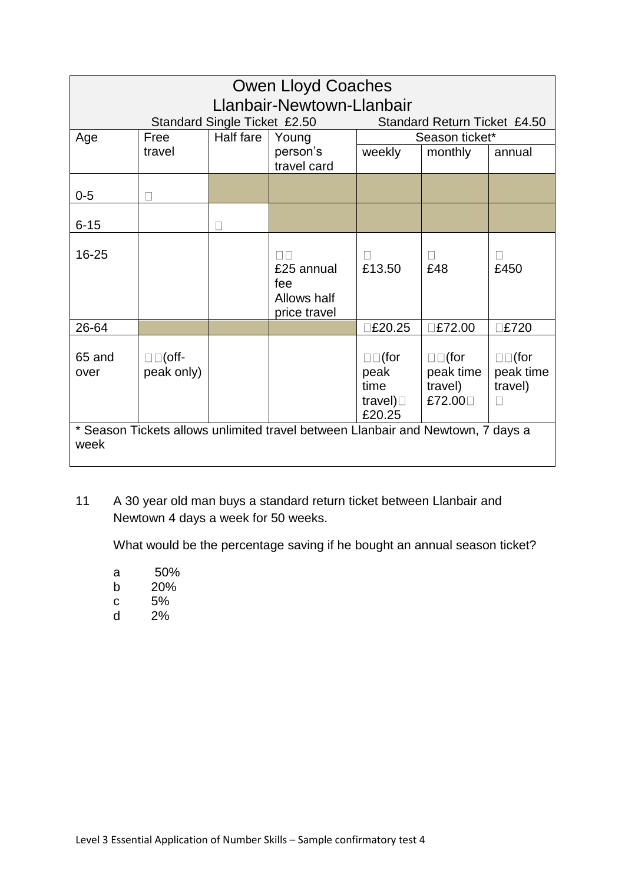| Owen Lloyd Coaches<br>Llanbair-Newtown-Llanbair<br>Standard Single Ticket £2.50 Standard Return Ticket £4.50 | | | | | | |
|---|---|---|---|---|---|---|
| Age | Free travel | Half fare | Young person's travel card | Season ticket* | | |
| | | | | weekly | monthly | annual |
| 0-5 | ✓ | | | | | |
| 6-15 | | ✓ | | | | |
| 16-25 | | | ✓✓ £25 annual fee Allows half price travel | ✓ £13.50 | ✓ £48 | ✓ £450 |
| 26-64 | | | | ✓£20.25 | ✓£72.00 | ✓£720 |
| 65 and over | ✓✓(off-peak only) | | | ✓✓(for peak time travel)✓ £20.25 | ✓✓(for peak time travel) £72.00✓ | ✓✓(for peak time travel) ✓ |
| * Season Tickets allows unlimited travel between Llanbair and Newtown, 7 days a week | | | | | | |

11 A 30 year old man buys a standard return ticket between Llanbair and Newtown 4 days a week for 50 weeks.

What would be the percentage saving if he bought an annual season ticket?

- a 50%
- b 20%
- c 5%
- d 2%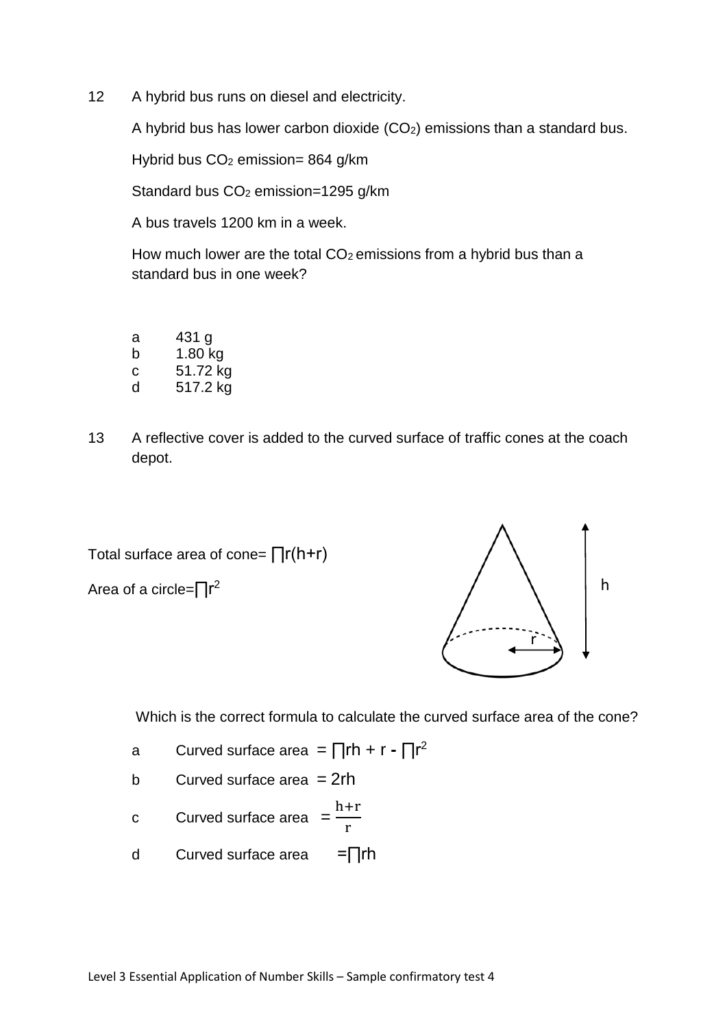12 A hybrid bus runs on diesel and electricity.

A hybrid bus has lower carbon dioxide ($CO_2$) emissions than a standard bus.

Hybrid bus $CO_2$ emission= 864 g/km

Standard bus $CO_2$ emission=1295 g/km

A bus travels 1200 km in a week.

How much lower are the total $CO_2$ emissions from a hybrid bus than a standard bus in one week?

a 431 g
b 1.80 kg
c 51.72 kg
d 517.2 kg

13 A reflective cover is added to the curved surface of traffic cones at the coach depot.

Total surface area of cone= $\prod r(h+r)$

Area of a circle=$\prod r^2$

h

r

Which is the correct formula to calculate the curved surface area of the cone?

a Curved surface area $= \prod rh + r - \prod r^2$

b Curved surface area $= 2rh$

c Curved surface area $= \frac{h+r}{r}$

d Curved surface area $= \prod rh$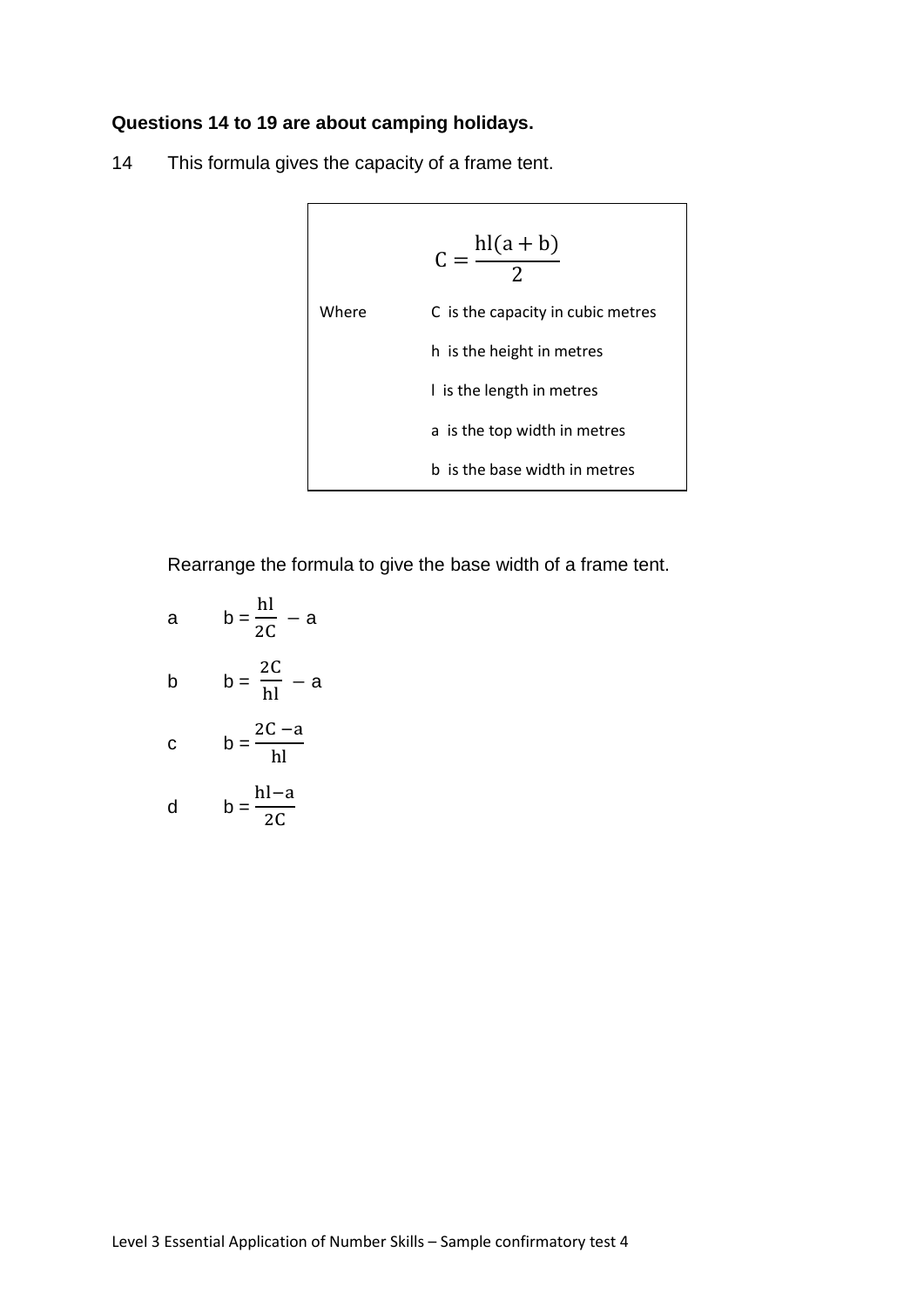**Questions 14 to 19 are about camping holidays.**

14 This formula gives the capacity of a frame tent.

$$C = \frac{hl(a + b)}{2}$$

Where

- C is the capacity in cubic metres
- h is the height in metres
- l is the length in metres
- a is the top width in metres
- b is the base width in metres

Rearrange the formula to give the base width of a frame tent.

a $b = \frac{hl}{2C} - a$

b $b = \frac{2C}{hl} - a$

c $b = \frac{2C - a}{hl}$

d $b = \frac{hl - a}{2C}$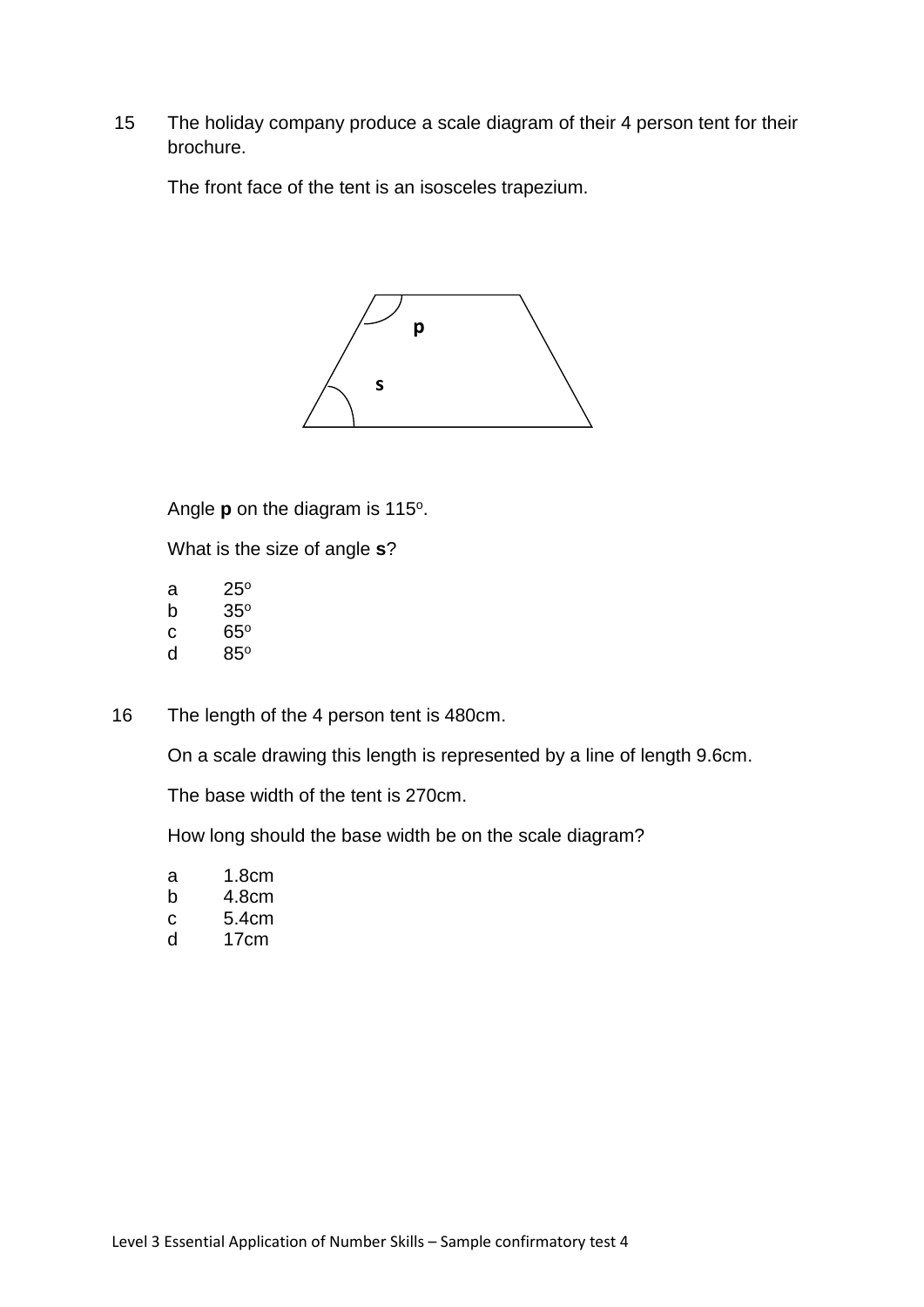15 The holiday company produce a scale diagram of their 4 person tent for their brochure.

The front face of the tent is an isosceles trapezium.

p

s

Angle **p** on the diagram is 115°.

What is the size of angle **s**?

a 25°
b 35°
c 65°
d 85°

16 The length of the 4 person tent is 480cm.

On a scale drawing this length is represented by a line of length 9.6cm.

The base width of the tent is 270cm.

How long should the base width be on the scale diagram?

a 1.8cm
b 4.8cm
c 5.4cm
d 17cm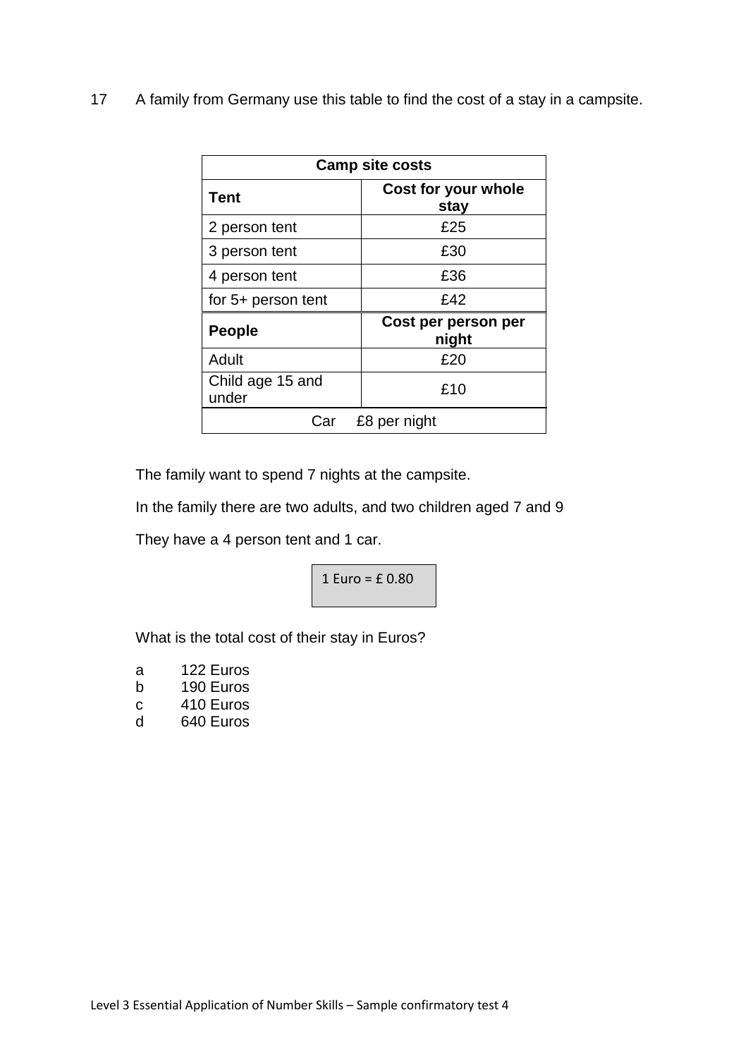17 A family from Germany use this table to find the cost of a stay in a campsite.

| Camp site costs | |
|---|---|
| **Tent** | **Cost for your whole stay** |
| 2 person tent | £25 |
| 3 person tent | £30 |
| 4 person tent | £36 |
| for 5+ person tent | £42 |
| **People** | **Cost per person per night** |
| Adult | £20 |
| Child age 15 and under | £10 |
| Car £8 per night | |

The family want to spend 7 nights at the campsite.

In the family there are two adults, and two children aged 7 and 9

They have a 4 person tent and 1 car.

1 Euro = £ 0.80

What is the total cost of their stay in Euros?

a 122 Euros
b 190 Euros
c 410 Euros
d 640 Euros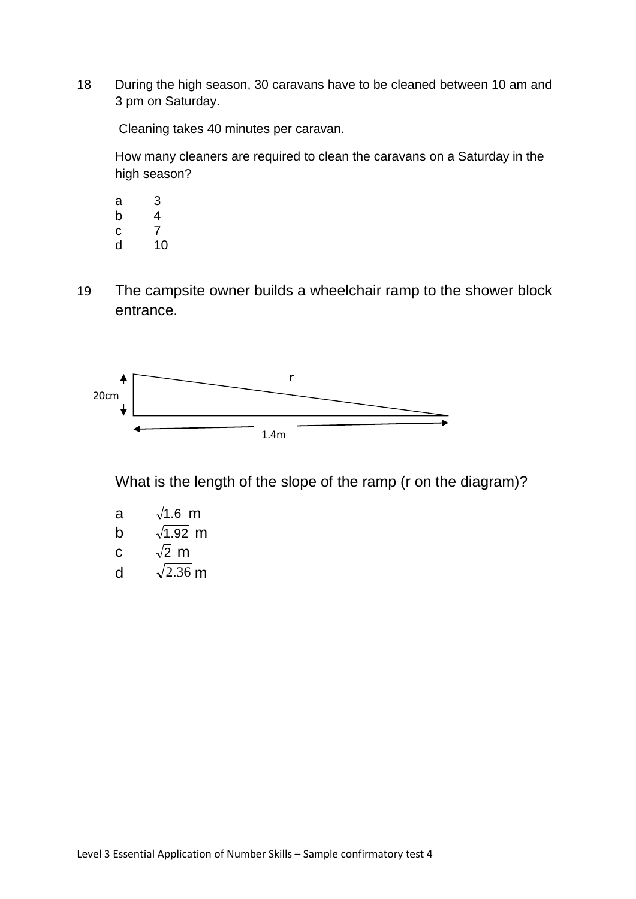18 During the high season, 30 caravans have to be cleaned between 10 am and 3 pm on Saturday.

Cleaning takes 40 minutes per caravan.

How many cleaners are required to clean the caravans on a Saturday in the high season?

a 3
b 4
c 7
d 10

19 The campsite owner builds a wheelchair ramp to the shower block entrance.

r

20cm

1.4m

What is the length of the slope of the ramp (r on the diagram)?

a $\sqrt{1.6}$ m
b $\sqrt{1.92}$ m
c $\sqrt{2}$ m
d $\sqrt{2.36}$ m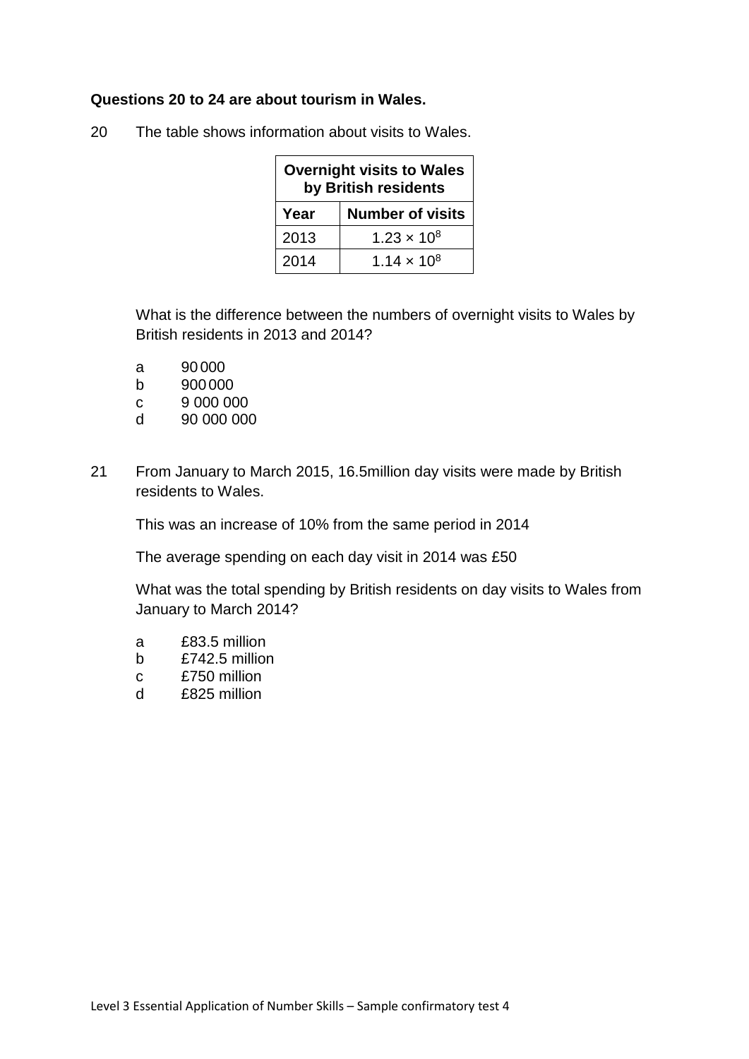**Questions 20 to 24 are about tourism in Wales.**

20 The table shows information about visits to Wales.

| Overnight visits to Wales by British residents | |
|---|---|
| **Year** | **Number of visits** |
| 2013 | $1.23 \times 10^8$ |
| 2014 | $1.14 \times 10^8$ |

What is the difference between the numbers of overnight visits to Wales by British residents in 2013 and 2014?

a 90 000
b 900 000
c 9 000 000
d 90 000 000

21 From January to March 2015, 16.5million day visits were made by British residents to Wales.

This was an increase of 10% from the same period in 2014

The average spending on each day visit in 2014 was £50

What was the total spending by British residents on day visits to Wales from January to March 2014?

a £83.5 million
b £742.5 million
c £750 million
d £825 million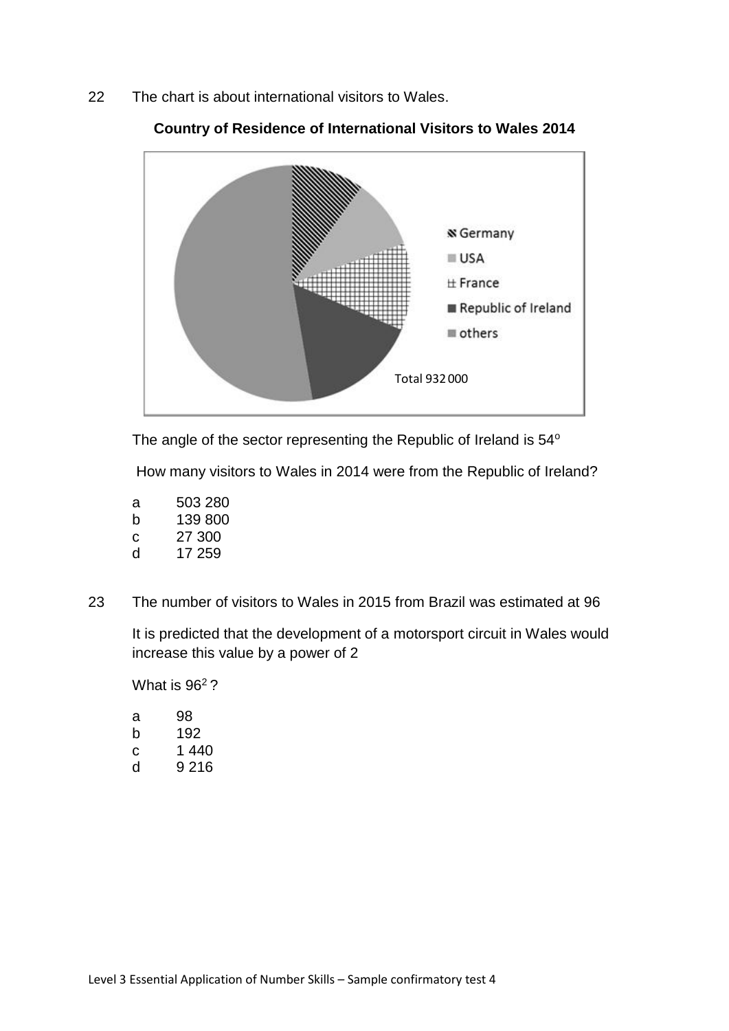22 The chart is about international visitors to Wales.

**Country of Residence of International Visitors to Wales 2014**

Germany
USA
France
Republic of Ireland
others

Total 932 000

The angle of the sector representing the Republic of Ireland is 54°

How many visitors to Wales in 2014 were from the Republic of Ireland?

a 503 280
b 139 800
c 27 300
d 17 259

23 The number of visitors to Wales in 2015 from Brazil was estimated at 96

It is predicted that the development of a motorsport circuit in Wales would increase this value by a power of 2

What is $96^2$ ?

a 98
b 192
c 1 440
d 9 216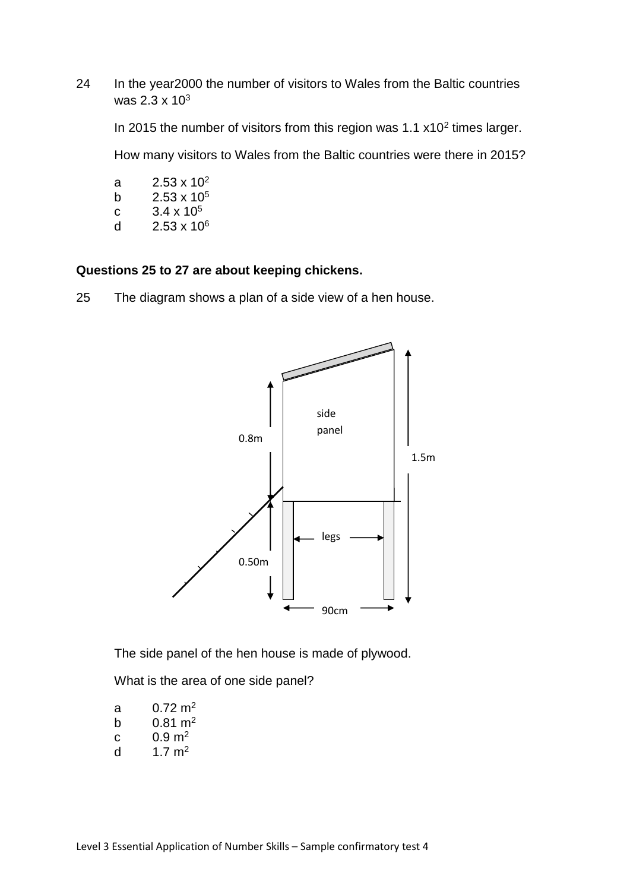24 In the year2000 the number of visitors to Wales from the Baltic countries was $2.3 \times 10^3$

In 2015 the number of visitors from this region was $1.1 \times 10^2$ times larger.

How many visitors to Wales from the Baltic countries were there in 2015?

a $2.53 \times 10^2$
b $2.53 \times 10^5$
c $3.4 \times 10^5$
d $2.53 \times 10^6$

**Questions 25 to 27 are about keeping chickens.**

25 The diagram shows a plan of a side view of a hen house.

side panel

0.8m

1.5m

legs

0.50m

90cm

The side panel of the hen house is made of plywood.

What is the area of one side panel?

a $0.72\ m^2$
b $0.81\ m^2$
c $0.9\ m^2$
d $1.7\ m^2$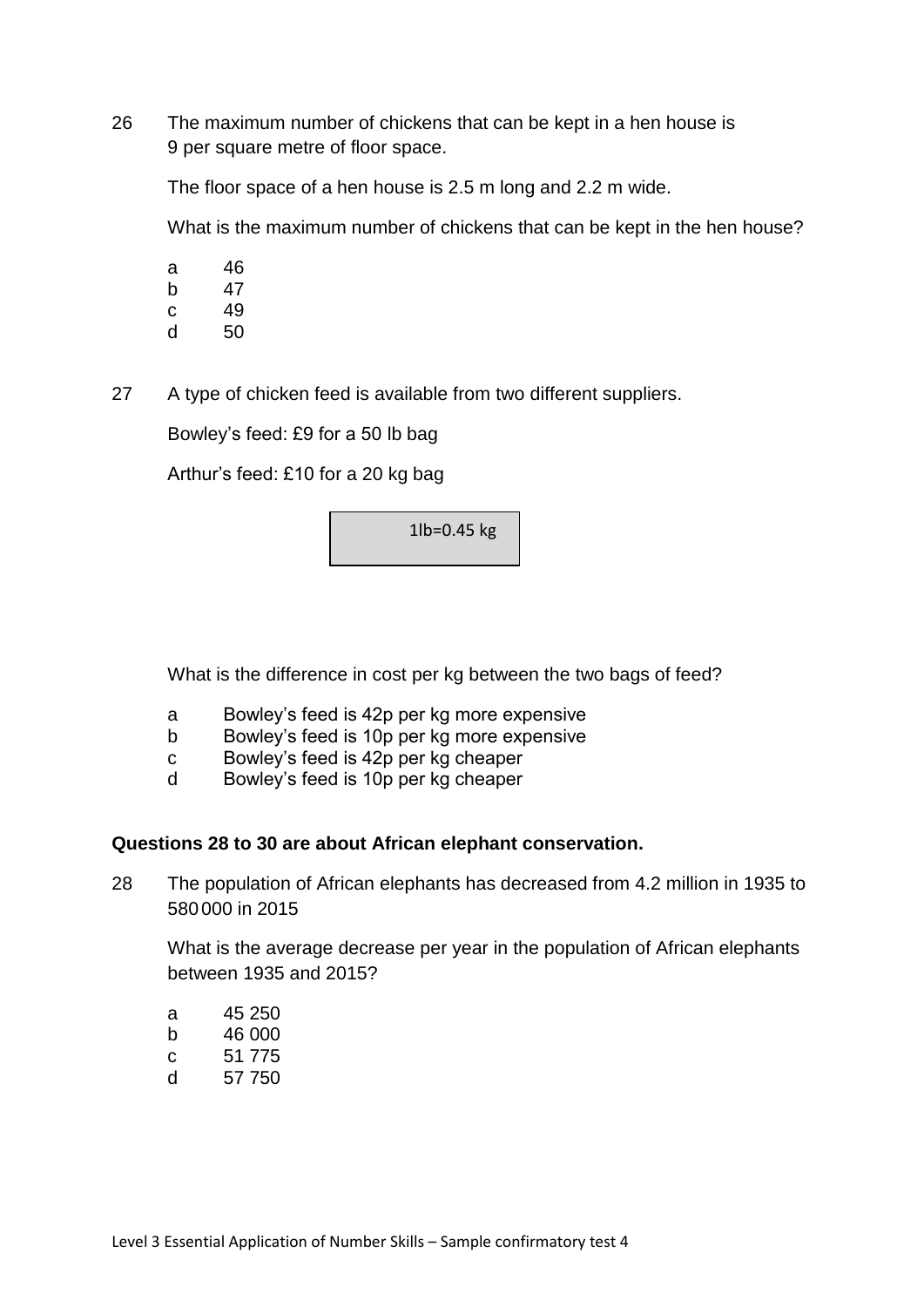26 The maximum number of chickens that can be kept in a hen house is 9 per square metre of floor space.

The floor space of a hen house is 2.5 m long and 2.2 m wide.

What is the maximum number of chickens that can be kept in the hen house?

- a 46
- b 47
- c 49
- d 50

27 A type of chicken feed is available from two different suppliers.

Bowley's feed: £9 for a 50 lb bag

Arthur's feed: £10 for a 20 kg bag

| 1lb=0.45 kg |
|---|

What is the difference in cost per kg between the two bags of feed?

- a Bowley's feed is 42p per kg more expensive
- b Bowley's feed is 10p per kg more expensive
- c Bowley's feed is 42p per kg cheaper
- d Bowley's feed is 10p per kg cheaper

**Questions 28 to 30 are about African elephant conservation.**

28 The population of African elephants has decreased from 4.2 million in 1935 to 580 000 in 2015

What is the average decrease per year in the population of African elephants between 1935 and 2015?

- a 45 250
- b 46 000
- c 51 775
- d 57 750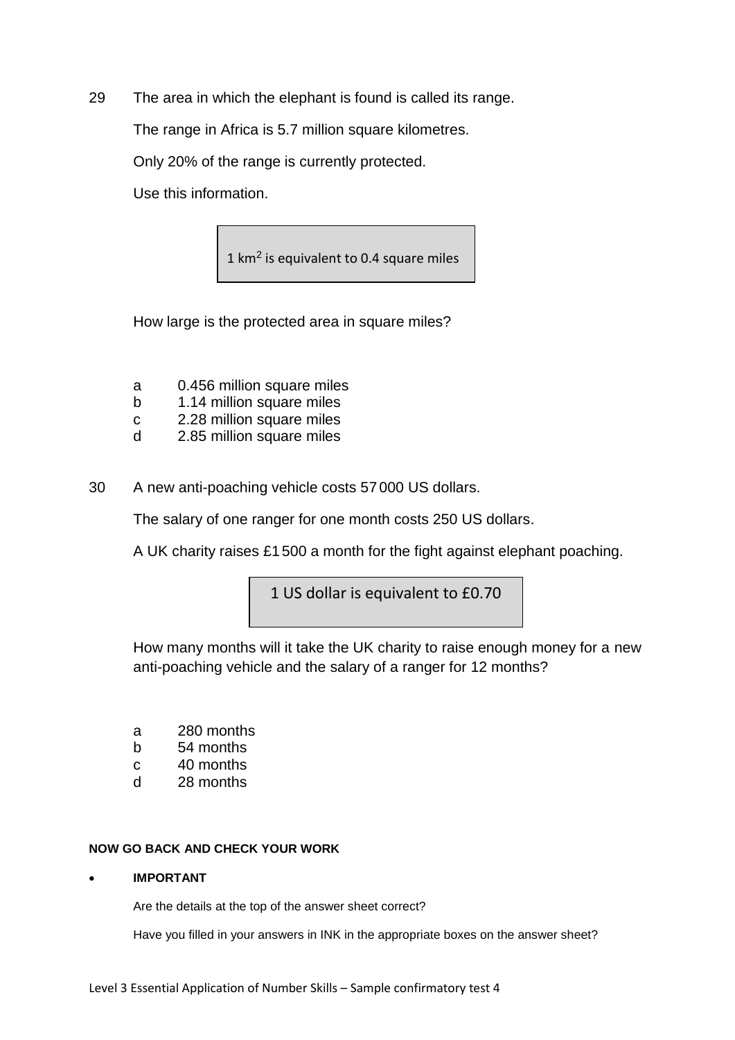29 The area in which the elephant is found is called its range.

The range in Africa is 5.7 million square kilometres.

Only 20% of the range is currently protected.

Use this information.

> 1 $km^2$ is equivalent to 0.4 square miles

How large is the protected area in square miles?

- a 0.456 million square miles
- b 1.14 million square miles
- c 2.28 million square miles
- d 2.85 million square miles

30 A new anti-poaching vehicle costs 57 000 US dollars.

The salary of one ranger for one month costs 250 US dollars.

A UK charity raises £1 500 a month for the fight against elephant poaching.

> 1 US dollar is equivalent to £0.70

How many months will it take the UK charity to raise enough money for a new anti-poaching vehicle and the salary of a ranger for 12 months?

- a 280 months
- b 54 months
- c 40 months
- d 28 months

**NOW GO BACK AND CHECK YOUR WORK**

- **IMPORTANT**

Are the details at the top of the answer sheet correct?

Have you filled in your answers in INK in the appropriate boxes on the answer sheet?